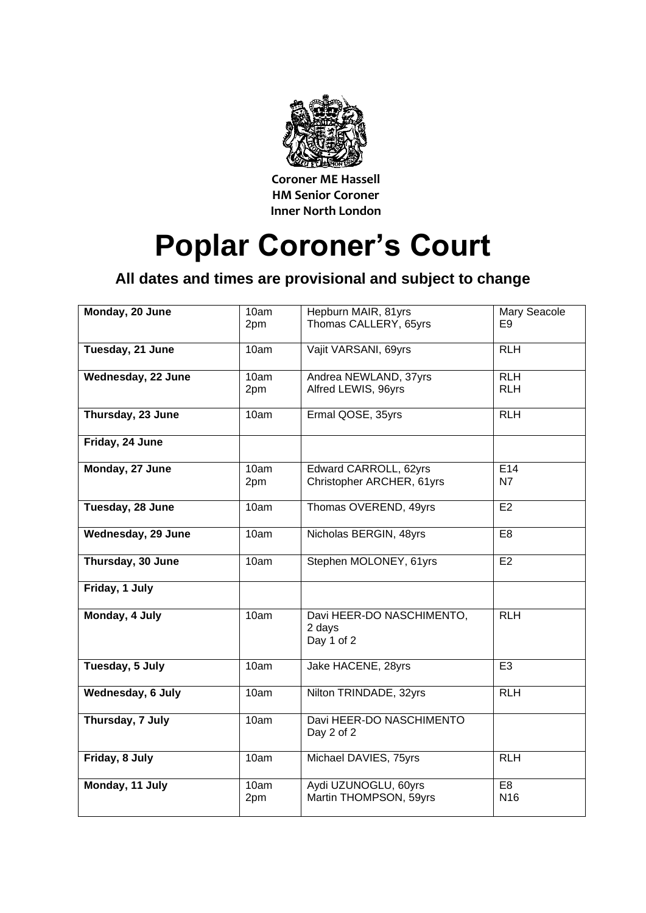**Coroner ME Hassell**
**HM Senior Coroner**
**Inner North London**

# Poplar Coroner's Court

## All dates and times are provisional and subject to change

| | | | |
|---|---|---|---|
| **Monday, 20 June** | 10am<br>2pm | Hepburn MAIR, 81yrs<br>Thomas CALLERY, 65yrs | Mary Seacole<br>E9 |
| **Tuesday, 21 June** | 10am | Vajit VARSANI, 69yrs | RLH |
| **Wednesday, 22 June** | 10am<br>2pm | Andrea NEWLAND, 37yrs<br>Alfred LEWIS, 96yrs | RLH<br>RLH |
| **Thursday, 23 June** | 10am | Ermal QOSE, 35yrs | RLH |
| **Friday, 24 June** | | | |
| **Monday, 27 June** | 10am<br>2pm | Edward CARROLL, 62yrs<br>Christopher ARCHER, 61yrs | E14<br>N7 |
| **Tuesday, 28 June** | 10am | Thomas OVEREND, 49yrs | E2 |
| **Wednesday, 29 June** | 10am | Nicholas BERGIN, 48yrs | E8 |
| **Thursday, 30 June** | 10am | Stephen MOLONEY, 61yrs | E2 |
| **Friday, 1 July** | | | |
| **Monday, 4 July** | 10am | Davi HEER-DO NASCHIMENTO,<br>2 days<br>Day 1 of 2 | RLH |
| **Tuesday, 5 July** | 10am | Jake HACENE, 28yrs | E3 |
| **Wednesday, 6 July** | 10am | Nilton TRINDADE, 32yrs | RLH |
| **Thursday, 7 July** | 10am | Davi HEER-DO NASCHIMENTO<br>Day 2 of 2 | |
| **Friday, 8 July** | 10am | Michael DAVIES, 75yrs | RLH |
| **Monday, 11 July** | 10am<br>2pm | Aydi UZUNOGLU, 60yrs<br>Martin THOMPSON, 59yrs | E8<br>N16 |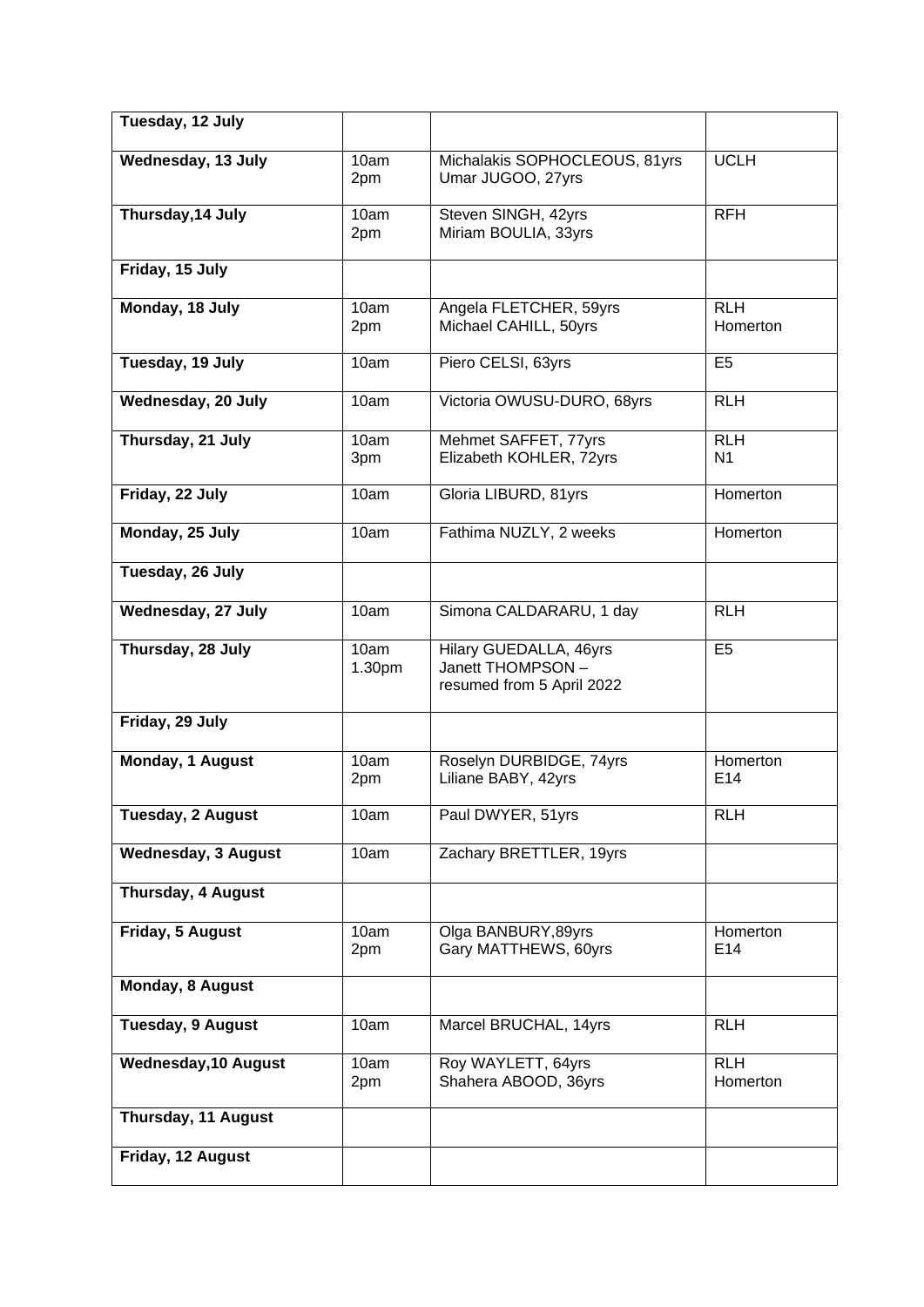| **Tuesday, 12 July** | | | |
|---|---|---|---|
| **Wednesday, 13 July** | 10am<br>2pm | Michalakis SOPHOCLEOUS, 81yrs<br>Umar JUGOO, 27yrs | UCLH |
| **Thursday,14 July** | 10am<br>2pm | Steven SINGH, 42yrs<br>Miriam BOULIA, 33yrs | RFH |
| **Friday, 15 July** | | | |
| **Monday, 18 July** | 10am<br>2pm | Angela FLETCHER, 59yrs<br>Michael CAHILL, 50yrs | RLH<br>Homerton |
| **Tuesday, 19 July** | 10am | Piero CELSI, 63yrs | E5 |
| **Wednesday, 20 July** | 10am | Victoria OWUSU-DURO, 68yrs | RLH |
| **Thursday, 21 July** | 10am<br>3pm | Mehmet SAFFET, 77yrs<br>Elizabeth KOHLER, 72yrs | RLH<br>N1 |
| **Friday, 22 July** | 10am | Gloria LIBURD, 81yrs | Homerton |
| **Monday, 25 July** | 10am | Fathima NUZLY, 2 weeks | Homerton |
| **Tuesday, 26 July** | | | |
| **Wednesday, 27 July** | 10am | Simona CALDARARU, 1 day | RLH |
| **Thursday, 28 July** | 10am<br>1.30pm | Hilary GUEDALLA, 46yrs<br>Janett THOMPSON – resumed from 5 April 2022 | E5 |
| **Friday, 29 July** | | | |
| **Monday, 1 August** | 10am<br>2pm | Roselyn DURBIDGE, 74yrs<br>Liliane BABY, 42yrs | Homerton<br>E14 |
| **Tuesday, 2 August** | 10am | Paul DWYER, 51yrs | RLH |
| **Wednesday, 3 August** | 10am | Zachary BRETTLER, 19yrs | |
| **Thursday, 4 August** | | | |
| **Friday, 5 August** | 10am<br>2pm | Olga BANBURY,89yrs<br>Gary MATTHEWS, 60yrs | Homerton<br>E14 |
| **Monday, 8 August** | | | |
| **Tuesday, 9 August** | 10am | Marcel BRUCHAL, 14yrs | RLH |
| **Wednesday,10 August** | 10am<br>2pm | Roy WAYLETT, 64yrs<br>Shahera ABOOD, 36yrs | RLH<br>Homerton |
| **Thursday, 11 August** | | | |
| **Friday, 12 August** | | | |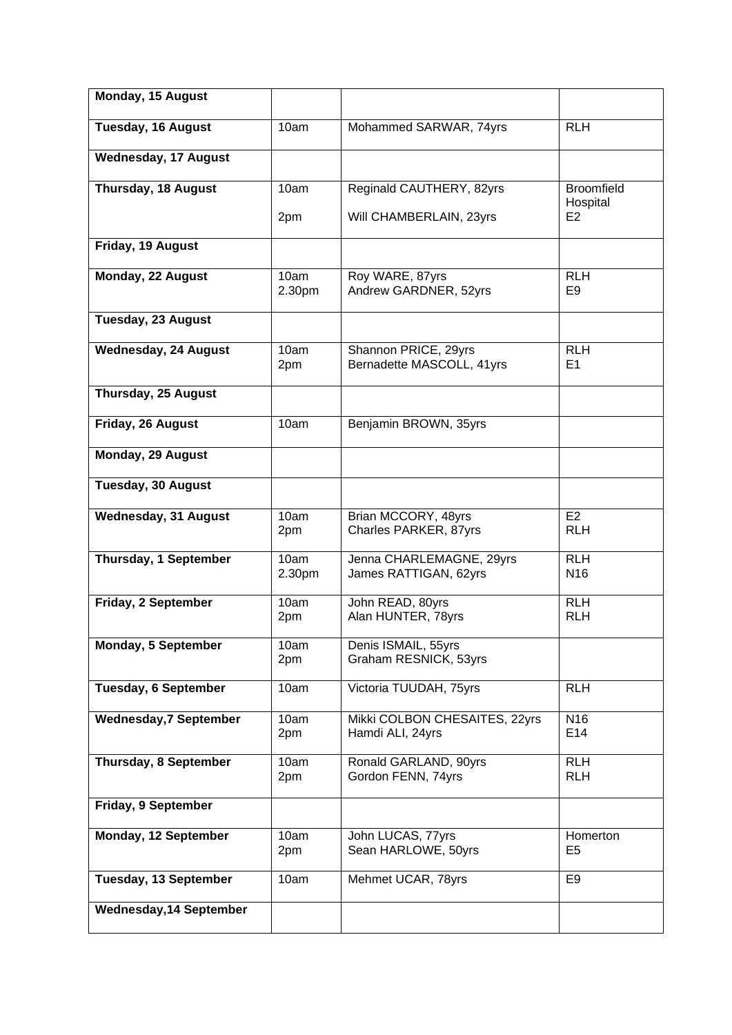| Monday, 15 August | | | |
|---|---|---|---|
| **Tuesday, 16 August** | 10am | Mohammed SARWAR, 74yrs | RLH |
| **Wednesday, 17 August** | | | |
| **Thursday, 18 August** | 10am<br>2pm | Reginald CAUTHERY, 82yrs<br>Will CHAMBERLAIN, 23yrs | Broomfield Hospital<br>E2 |
| **Friday, 19 August** | | | |
| **Monday, 22 August** | 10am<br>2.30pm | Roy WARE, 87yrs<br>Andrew GARDNER, 52yrs | RLH<br>E9 |
| **Tuesday, 23 August** | | | |
| **Wednesday, 24 August** | 10am<br>2pm | Shannon PRICE, 29yrs<br>Bernadette MASCOLL, 41yrs | RLH<br>E1 |
| **Thursday, 25 August** | | | |
| **Friday, 26 August** | 10am | Benjamin BROWN, 35yrs | |
| **Monday, 29 August** | | | |
| **Tuesday, 30 August** | | | |
| **Wednesday, 31 August** | 10am<br>2pm | Brian MCCORY, 48yrs<br>Charles PARKER, 87yrs | E2<br>RLH |
| **Thursday, 1 September** | 10am<br>2.30pm | Jenna CHARLEMAGNE, 29yrs<br>James RATTIGAN, 62yrs | RLH<br>N16 |
| **Friday, 2 September** | 10am<br>2pm | John READ, 80yrs<br>Alan HUNTER, 78yrs | RLH<br>RLH |
| **Monday, 5 September** | 10am<br>2pm | Denis ISMAIL, 55yrs<br>Graham RESNICK, 53yrs | |
| **Tuesday, 6 September** | 10am | Victoria TUUDAH, 75yrs | RLH |
| **Wednesday,7 September** | 10am<br>2pm | Mikki COLBON CHESAITES, 22yrs<br>Hamdi ALI, 24yrs | N16<br>E14 |
| **Thursday, 8 September** | 10am<br>2pm | Ronald GARLAND, 90yrs<br>Gordon FENN, 74yrs | RLH<br>RLH |
| **Friday, 9 September** | | | |
| **Monday, 12 September** | 10am<br>2pm | John LUCAS, 77yrs<br>Sean HARLOWE, 50yrs | Homerton<br>E5 |
| **Tuesday, 13 September** | 10am | Mehmet UCAR, 78yrs | E9 |
| **Wednesday,14 September** | | | |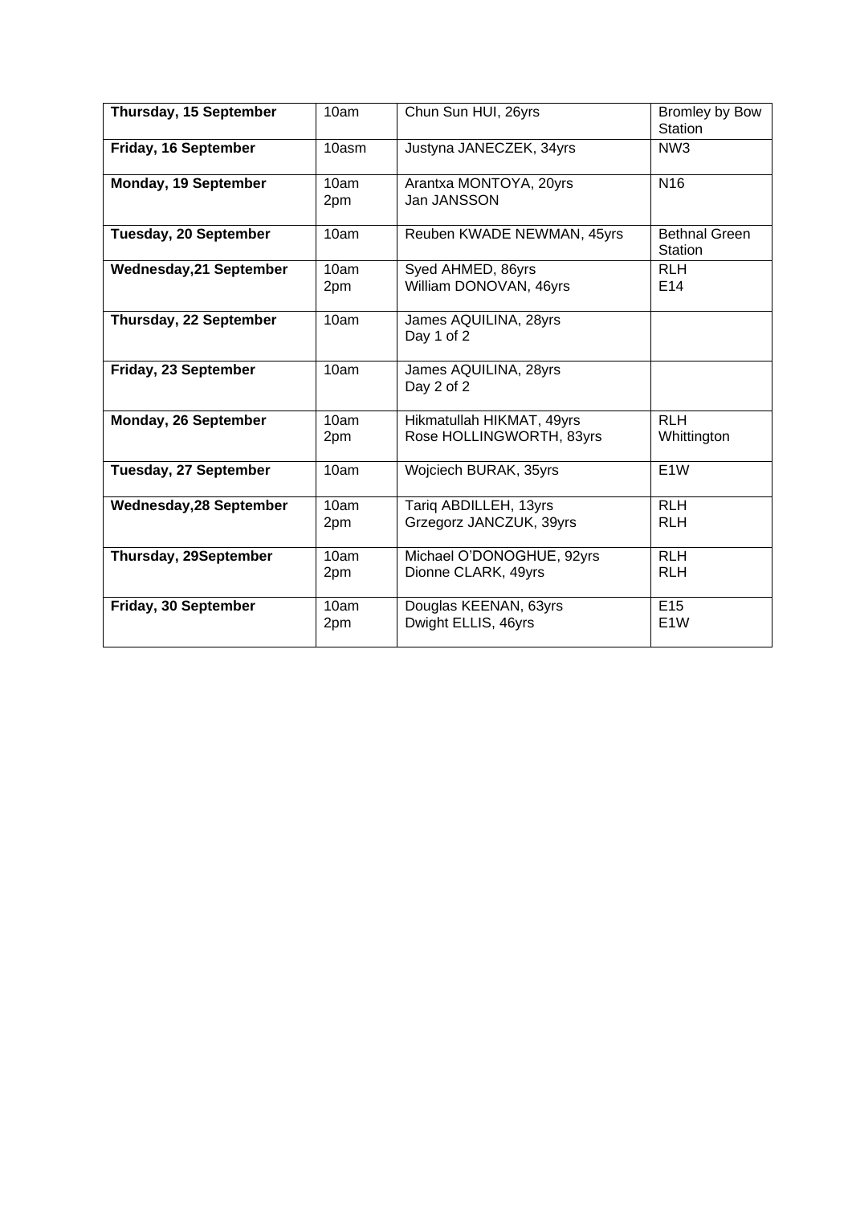| | | | |
|---|---|---|---|
| **Thursday, 15 September** | 10am | Chun Sun HUI, 26yrs | Bromley by Bow Station |
| **Friday, 16 September** | 10asm | Justyna JANECZEK, 34yrs | NW3 |
| **Monday, 19 September** | 10am<br>2pm | Arantxa MONTOYA, 20yrs<br>Jan JANSSON | N16 |
| **Tuesday, 20 September** | 10am | Reuben KWADE NEWMAN, 45yrs | Bethnal Green Station |
| **Wednesday,21 September** | 10am<br>2pm | Syed AHMED, 86yrs<br>William DONOVAN, 46yrs | RLH<br>E14 |
| **Thursday, 22 September** | 10am | James AQUILINA, 28yrs<br>Day 1 of 2 | |
| **Friday, 23 September** | 10am | James AQUILINA, 28yrs<br>Day 2 of 2 | |
| **Monday, 26 September** | 10am<br>2pm | Hikmatullah HIKMAT, 49yrs<br>Rose HOLLINGWORTH, 83yrs | RLH<br>Whittington |
| **Tuesday, 27 September** | 10am | Wojciech BURAK, 35yrs | E1W |
| **Wednesday,28 September** | 10am<br>2pm | Tariq ABDILLEH, 13yrs<br>Grzegorz JANCZUK, 39yrs | RLH<br>RLH |
| **Thursday, 29September** | 10am<br>2pm | Michael O'DONOGHUE, 92yrs<br>Dionne CLARK, 49yrs | RLH<br>RLH |
| **Friday, 30 September** | 10am<br>2pm | Douglas KEENAN, 63yrs<br>Dwight ELLIS, 46yrs | E15<br>E1W |